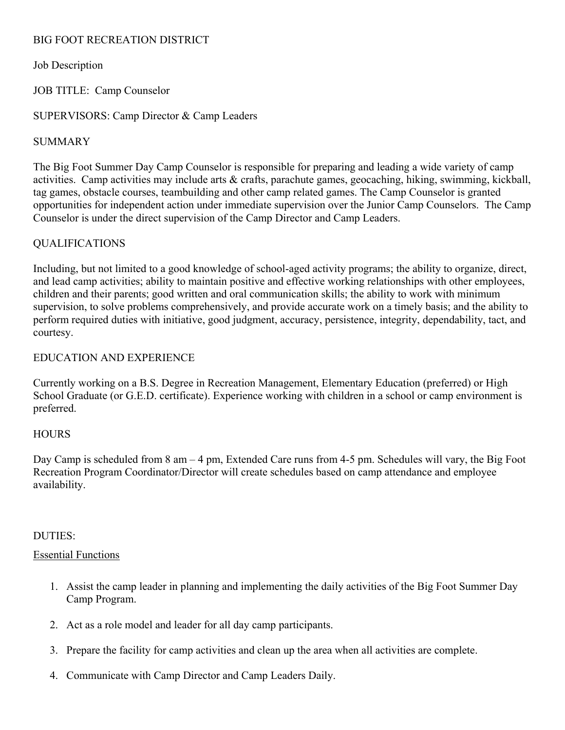# BIG FOOT RECREATION DISTRICT

Job Description

JOB TITLE: Camp Counselor

SUPERVISORS: Camp Director & Camp Leaders

## SUMMARY

The Big Foot Summer Day Camp Counselor is responsible for preparing and leading a wide variety of camp activities. Camp activities may include arts & crafts, parachute games, geocaching, hiking, swimming, kickball, tag games, obstacle courses, teambuilding and other camp related games. The Camp Counselor is granted opportunities for independent action under immediate supervision over the Junior Camp Counselors. The Camp Counselor is under the direct supervision of the Camp Director and Camp Leaders.

## QUALIFICATIONS

Including, but not limited to a good knowledge of school-aged activity programs; the ability to organize, direct, and lead camp activities; ability to maintain positive and effective working relationships with other employees, children and their parents; good written and oral communication skills; the ability to work with minimum supervision, to solve problems comprehensively, and provide accurate work on a timely basis; and the ability to perform required duties with initiative, good judgment, accuracy, persistence, integrity, dependability, tact, and courtesy.

## EDUCATION AND EXPERIENCE

Currently working on a B.S. Degree in Recreation Management, Elementary Education (preferred) or High School Graduate (or G.E.D. certificate). Experience working with children in a school or camp environment is preferred.

## HOURS

Day Camp is scheduled from 8 am – 4 pm, Extended Care runs from 4-5 pm. Schedules will vary, the Big Foot Recreation Program Coordinator/Director will create schedules based on camp attendance and employee availability.

## DUTIES:

Essential Functions

1. Assist the camp leader in planning and implementing the daily activities of the Big Foot Summer Day Camp Program.
2. Act as a role model and leader for all day camp participants.
3. Prepare the facility for camp activities and clean up the area when all activities are complete.
4. Communicate with Camp Director and Camp Leaders Daily.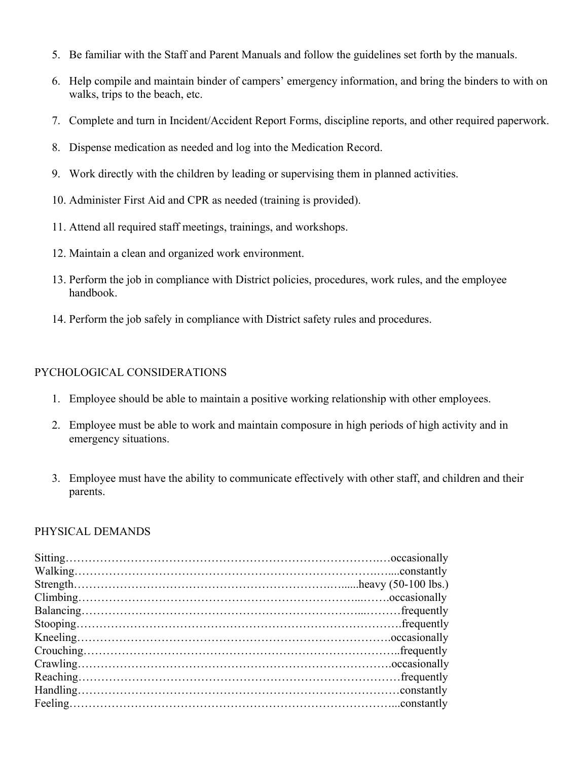5. Be familiar with the Staff and Parent Manuals and follow the guidelines set forth by the manuals.

6. Help compile and maintain binder of campers' emergency information, and bring the binders to with on walks, trips to the beach, etc.

7. Complete and turn in Incident/Accident Report Forms, discipline reports, and other required paperwork.

8. Dispense medication as needed and log into the Medication Record.

9. Work directly with the children by leading or supervising them in planned activities.

10. Administer First Aid and CPR as needed (training is provided).

11. Attend all required staff meetings, trainings, and workshops.

12. Maintain a clean and organized work environment.

13. Perform the job in compliance with District policies, procedures, work rules, and the employee handbook.

14. Perform the job safely in compliance with District safety rules and procedures.

## PYCHOLOGICAL CONSIDERATIONS

1. Employee should be able to maintain a positive working relationship with other employees.

2. Employee must be able to work and maintain composure in high periods of high activity and in emergency situations.

3. Employee must have the ability to communicate effectively with other staff, and children and their parents.

## PHYSICAL DEMANDS

Sitting……………………………………………………………………occasionally
Walking……………………………………………………………………constantly
Strength……………………………………………………………heavy (50-100 lbs.)
Climbing…………………………………………………………………occasionally
Balancing…………………………………………………………………frequently
Stooping…………………………………………………………………frequently
Kneeling…………………………………………………………………occasionally
Crouching…………………………………………………………………frequently
Crawling…………………………………………………………………occasionally
Reaching…………………………………………………………………frequently
Handling…………………………………………………………………constantly
Feeling……………………………………………………………………constantly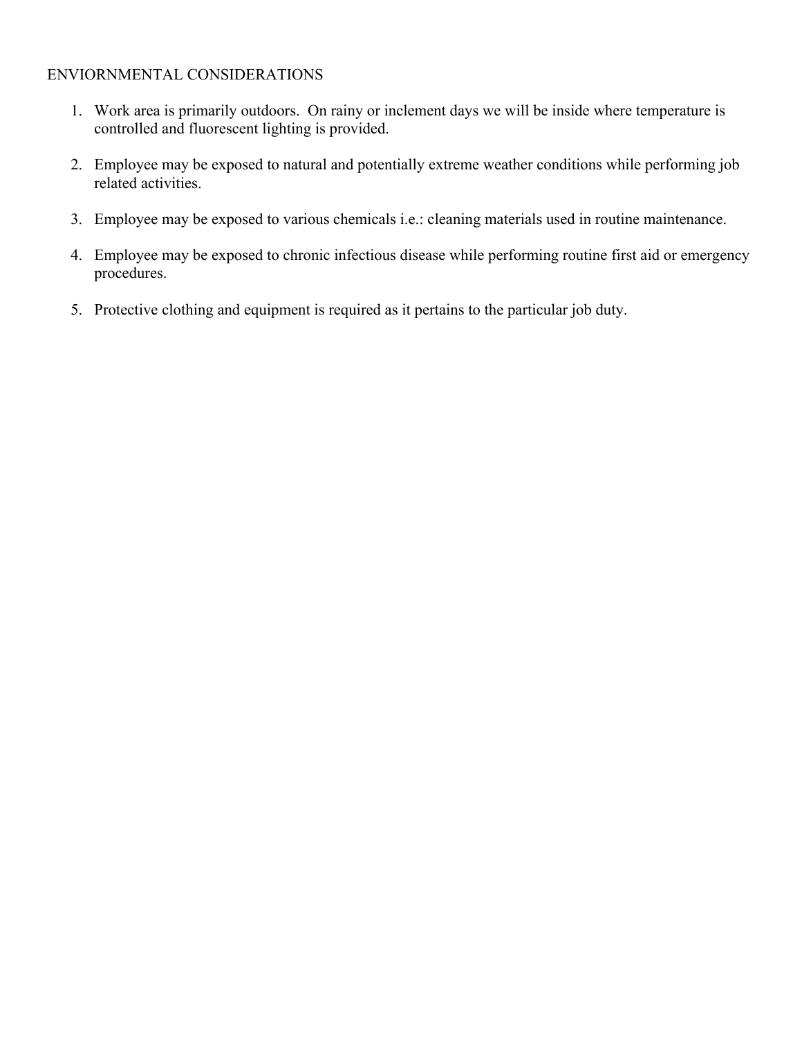ENVIORNMENTAL CONSIDERATIONS

1. Work area is primarily outdoors. On rainy or inclement days we will be inside where temperature is controlled and fluorescent lighting is provided.

2. Employee may be exposed to natural and potentially extreme weather conditions while performing job related activities.

3. Employee may be exposed to various chemicals i.e.: cleaning materials used in routine maintenance.

4. Employee may be exposed to chronic infectious disease while performing routine first aid or emergency procedures.

5. Protective clothing and equipment is required as it pertains to the particular job duty.